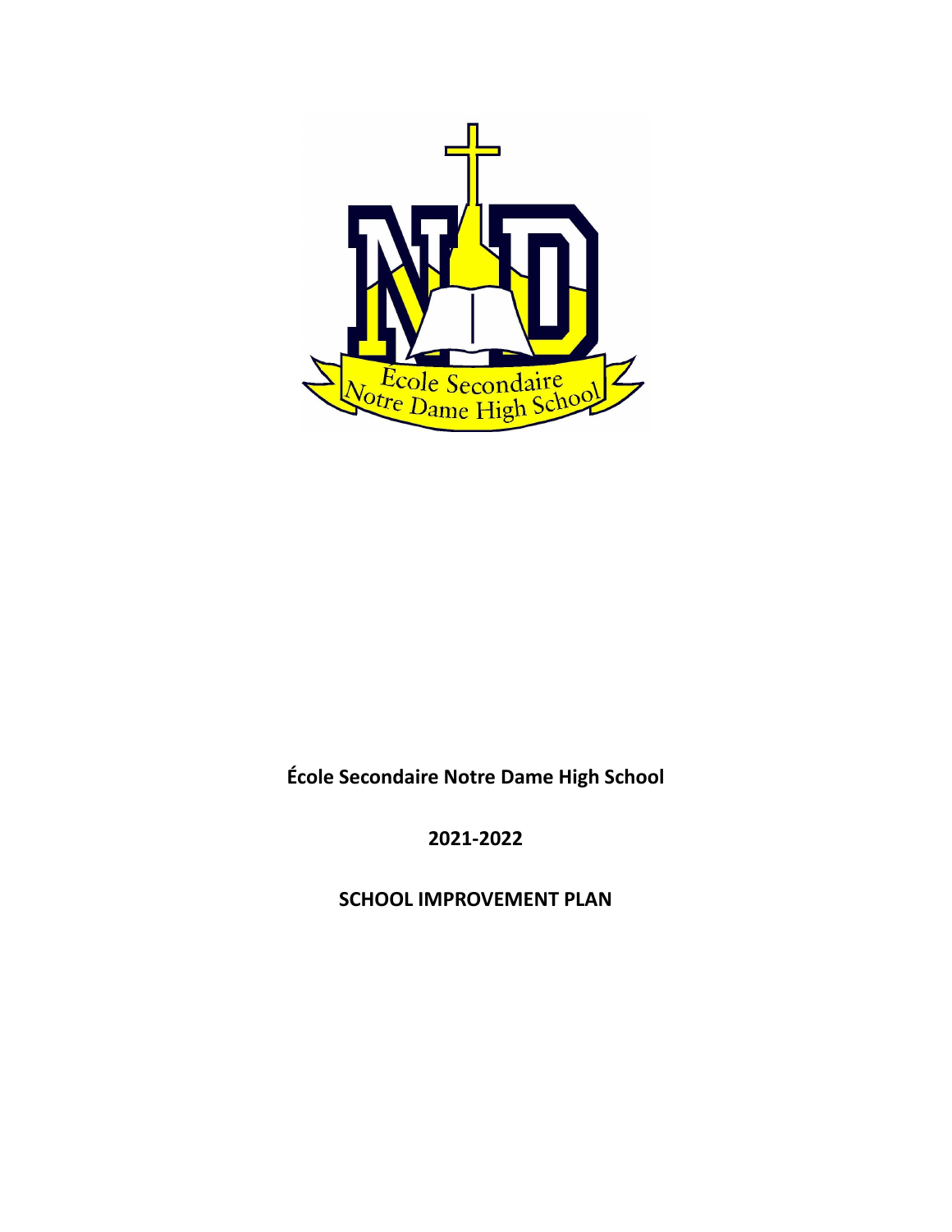**École Secondaire Notre Dame High School**

**2021-2022**

**SCHOOL IMPROVEMENT PLAN**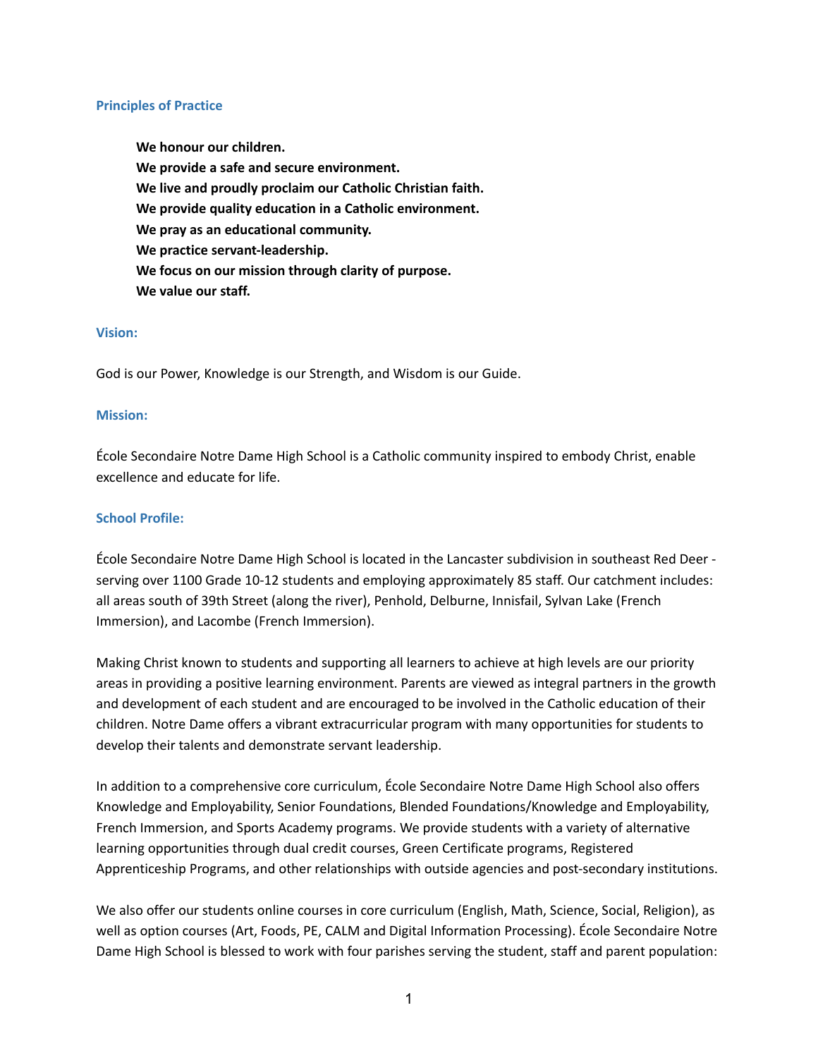## Principles of Practice

**We honour our children.**
**We provide a safe and secure environment.**
**We live and proudly proclaim our Catholic Christian faith.**
**We provide quality education in a Catholic environment.**
**We pray as an educational community.**
**We practice servant-leadership.**
**We focus on our mission through clarity of purpose.**
**We value our staff.**

## Vision:

God is our Power, Knowledge is our Strength, and Wisdom is our Guide.

## Mission:

École Secondaire Notre Dame High School is a Catholic community inspired to embody Christ, enable excellence and educate for life.

## School Profile:

École Secondaire Notre Dame High School is located in the Lancaster subdivision in southeast Red Deer - serving over 1100 Grade 10-12 students and employing approximately 85 staff. Our catchment includes: all areas south of 39th Street (along the river), Penhold, Delburne, Innisfail, Sylvan Lake (French Immersion), and Lacombe (French Immersion).

Making Christ known to students and supporting all learners to achieve at high levels are our priority areas in providing a positive learning environment. Parents are viewed as integral partners in the growth and development of each student and are encouraged to be involved in the Catholic education of their children. Notre Dame offers a vibrant extracurricular program with many opportunities for students to develop their talents and demonstrate servant leadership.

In addition to a comprehensive core curriculum, École Secondaire Notre Dame High School also offers Knowledge and Employability, Senior Foundations, Blended Foundations/Knowledge and Employability, French Immersion, and Sports Academy programs. We provide students with a variety of alternative learning opportunities through dual credit courses, Green Certificate programs, Registered Apprenticeship Programs, and other relationships with outside agencies and post-secondary institutions.

We also offer our students online courses in core curriculum (English, Math, Science, Social, Religion), as well as option courses (Art, Foods, PE, CALM and Digital Information Processing). École Secondaire Notre Dame High School is blessed to work with four parishes serving the student, staff and parent population: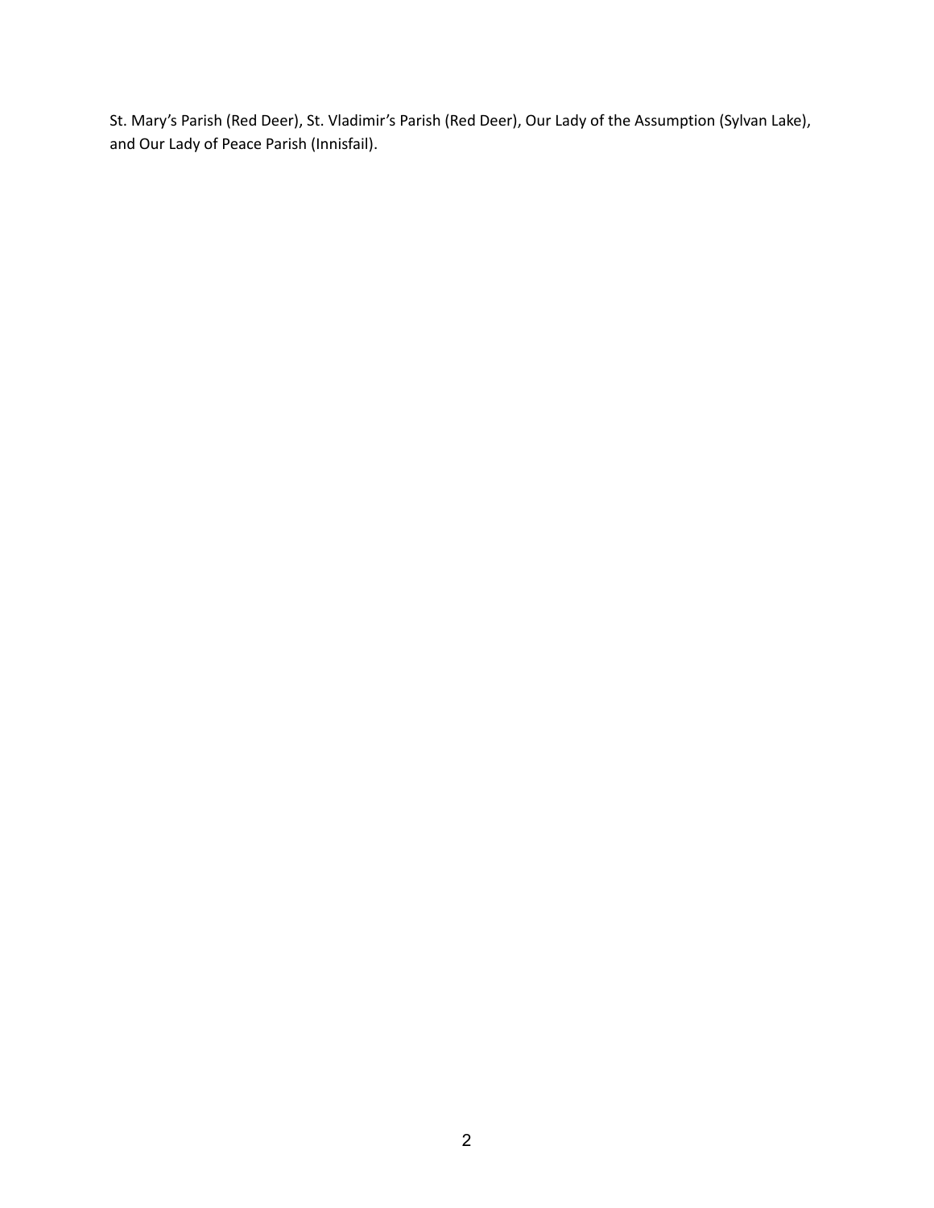St. Mary's Parish (Red Deer), St. Vladimir's Parish (Red Deer), Our Lady of the Assumption (Sylvan Lake), and Our Lady of Peace Parish (Innisfail).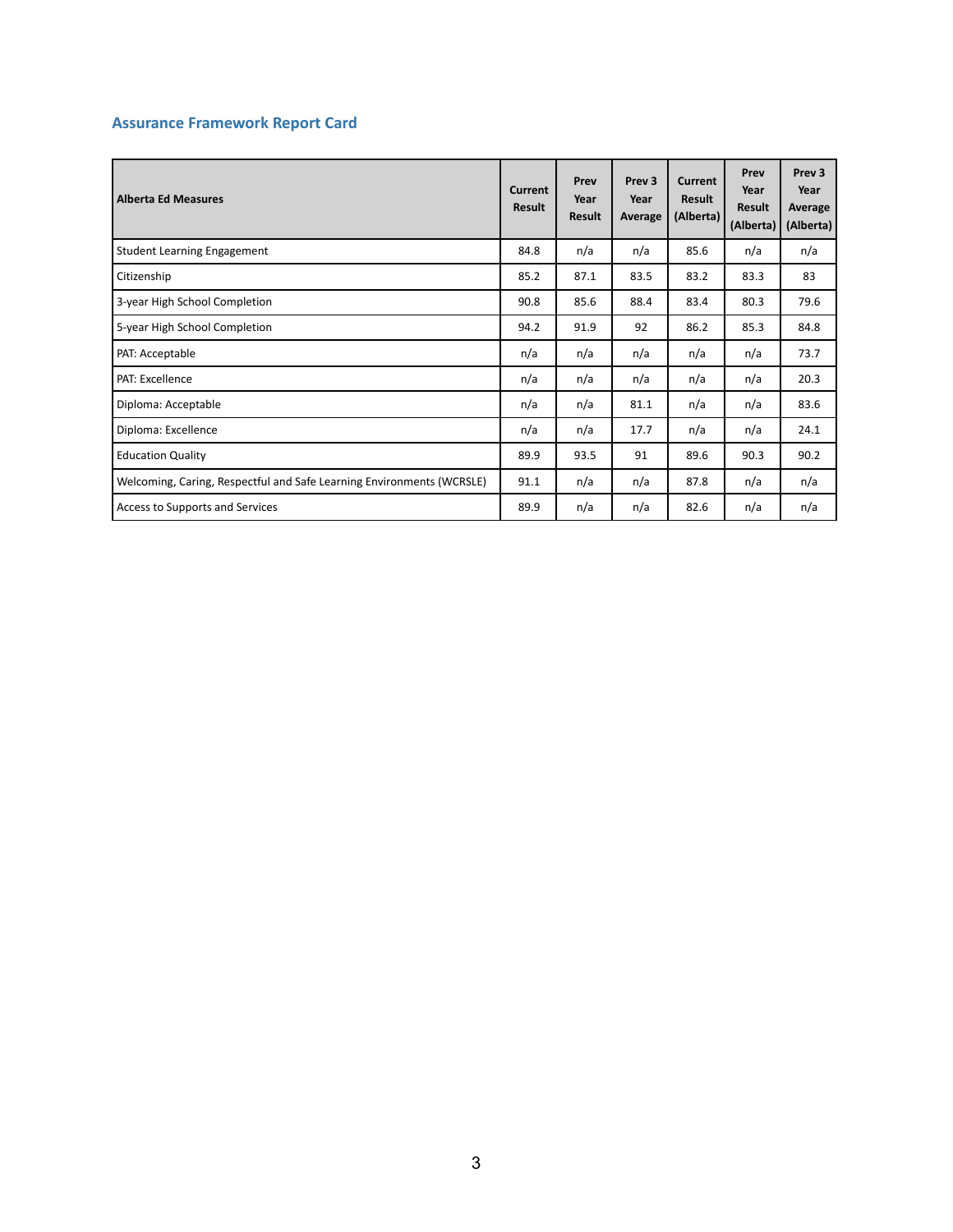## Assurance Framework Report Card

| Alberta Ed Measures | Current Result | Prev Year Result | Prev 3 Year Average | Current Result (Alberta) | Prev Year Result (Alberta) | Prev 3 Year Average (Alberta) |
|---|---|---|---|---|---|---|
| Student Learning Engagement | 84.8 | n/a | n/a | 85.6 | n/a | n/a |
| Citizenship | 85.2 | 87.1 | 83.5 | 83.2 | 83.3 | 83 |
| 3-year High School Completion | 90.8 | 85.6 | 88.4 | 83.4 | 80.3 | 79.6 |
| 5-year High School Completion | 94.2 | 91.9 | 92 | 86.2 | 85.3 | 84.8 |
| PAT: Acceptable | n/a | n/a | n/a | n/a | n/a | 73.7 |
| PAT: Excellence | n/a | n/a | n/a | n/a | n/a | 20.3 |
| Diploma: Acceptable | n/a | n/a | 81.1 | n/a | n/a | 83.6 |
| Diploma: Excellence | n/a | n/a | 17.7 | n/a | n/a | 24.1 |
| Education Quality | 89.9 | 93.5 | 91 | 89.6 | 90.3 | 90.2 |
| Welcoming, Caring, Respectful and Safe Learning Environments (WCRSLE) | 91.1 | n/a | n/a | 87.8 | n/a | n/a |
| Access to Supports and Services | 89.9 | n/a | n/a | 82.6 | n/a | n/a |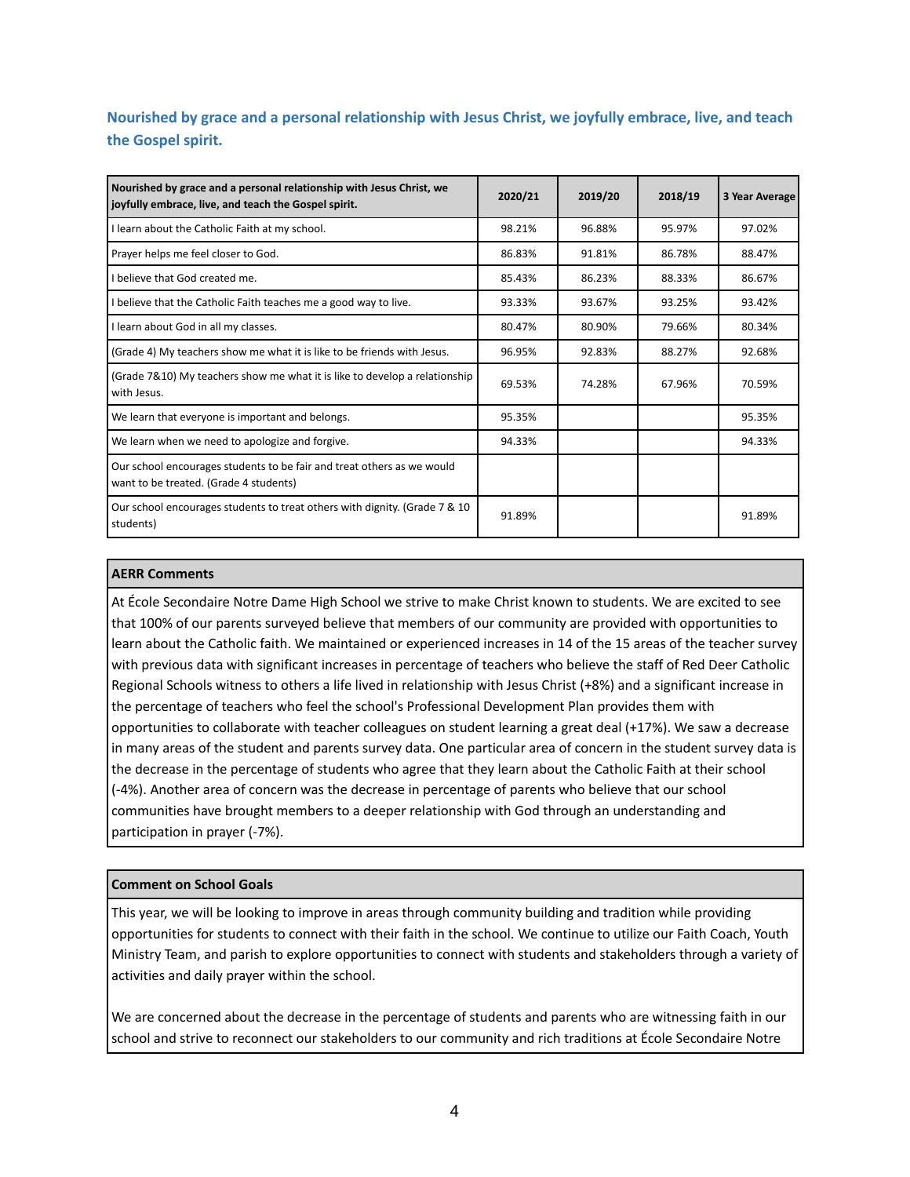## Nourished by grace and a personal relationship with Jesus Christ, we joyfully embrace, live, and teach the Gospel spirit.

| Nourished by grace and a personal relationship with Jesus Christ, we joyfully embrace, live, and teach the Gospel spirit. | 2020/21 | 2019/20 | 2018/19 | 3 Year Average |
|---|---|---|---|---|
| I learn about the Catholic Faith at my school. | 98.21% | 96.88% | 95.97% | 97.02% |
| Prayer helps me feel closer to God. | 86.83% | 91.81% | 86.78% | 88.47% |
| I believe that God created me. | 85.43% | 86.23% | 88.33% | 86.67% |
| I believe that the Catholic Faith teaches me a good way to live. | 93.33% | 93.67% | 93.25% | 93.42% |
| I learn about God in all my classes. | 80.47% | 80.90% | 79.66% | 80.34% |
| (Grade 4) My teachers show me what it is like to be friends with Jesus. | 96.95% | 92.83% | 88.27% | 92.68% |
| (Grade 7&10) My teachers show me what it is like to develop a relationship with Jesus. | 69.53% | 74.28% | 67.96% | 70.59% |
| We learn that everyone is important and belongs. | 95.35% | | | 95.35% |
| We learn when we need to apologize and forgive. | 94.33% | | | 94.33% |
| Our school encourages students to be fair and treat others as we would want to be treated. (Grade 4 students) | | | | |
| Our school encourages students to treat others with dignity. (Grade 7 & 10 students) | 91.89% | | | 91.89% |

| **AERR Comments** |
|---|
| At École Secondaire Notre Dame High School we strive to make Christ known to students. We are excited to see that 100% of our parents surveyed believe that members of our community are provided with opportunities to learn about the Catholic faith. We maintained or experienced increases in 14 of the 15 areas of the teacher survey with previous data with significant increases in percentage of teachers who believe the staff of Red Deer Catholic Regional Schools witness to others a life lived in relationship with Jesus Christ (+8%) and a significant increase in the percentage of teachers who feel the school's Professional Development Plan provides them with opportunities to collaborate with teacher colleagues on student learning a great deal (+17%). We saw a decrease in many areas of the student and parents survey data. One particular area of concern in the student survey data is the decrease in the percentage of students who agree that they learn about the Catholic Faith at their school (-4%). Another area of concern was the decrease in percentage of parents who believe that our school communities have brought members to a deeper relationship with God through an understanding and participation in prayer (-7%). |

| **Comment on School Goals** |
|---|
| This year, we will be looking to improve in areas through community building and tradition while providing opportunities for students to connect with their faith in the school. We continue to utilize our Faith Coach, Youth Ministry Team, and parish to explore opportunities to connect with students and stakeholders through a variety of activities and daily prayer within the school.<br><br>We are concerned about the decrease in the percentage of students and parents who are witnessing faith in our school and strive to reconnect our stakeholders to our community and rich traditions at École Secondaire Notre |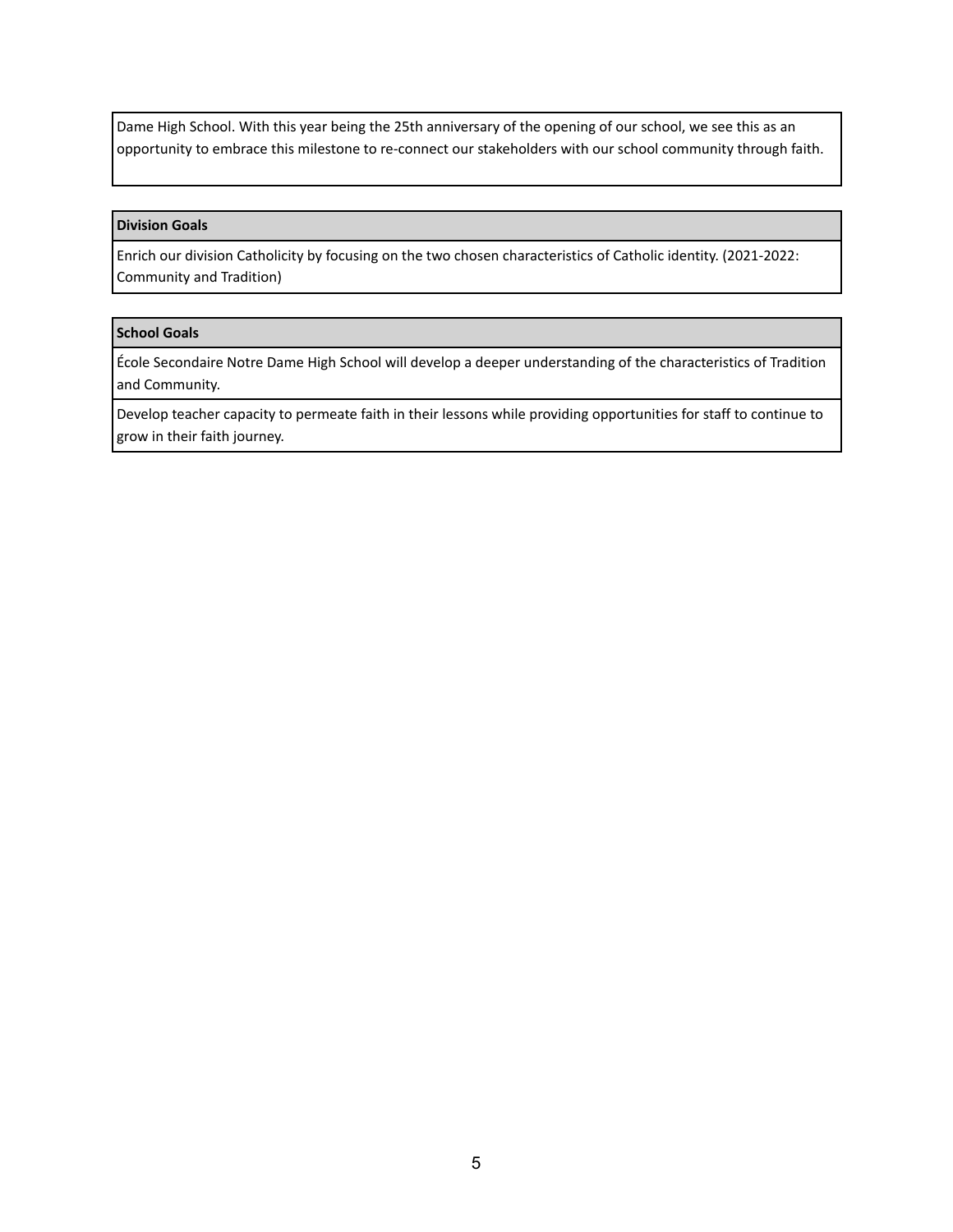Dame High School. With this year being the 25th anniversary of the opening of our school, we see this as an opportunity to embrace this milestone to re-connect our stakeholders with our school community through faith.

| **Division Goals** |
| --- |
| Enrich our division Catholicity by focusing on the two chosen characteristics of Catholic identity. (2021-2022: Community and Tradition) |

| **School Goals** |
| --- |
| École Secondaire Notre Dame High School will develop a deeper understanding of the characteristics of Tradition and Community. |
| Develop teacher capacity to permeate faith in their lessons while providing opportunities for staff to continue to grow in their faith journey. |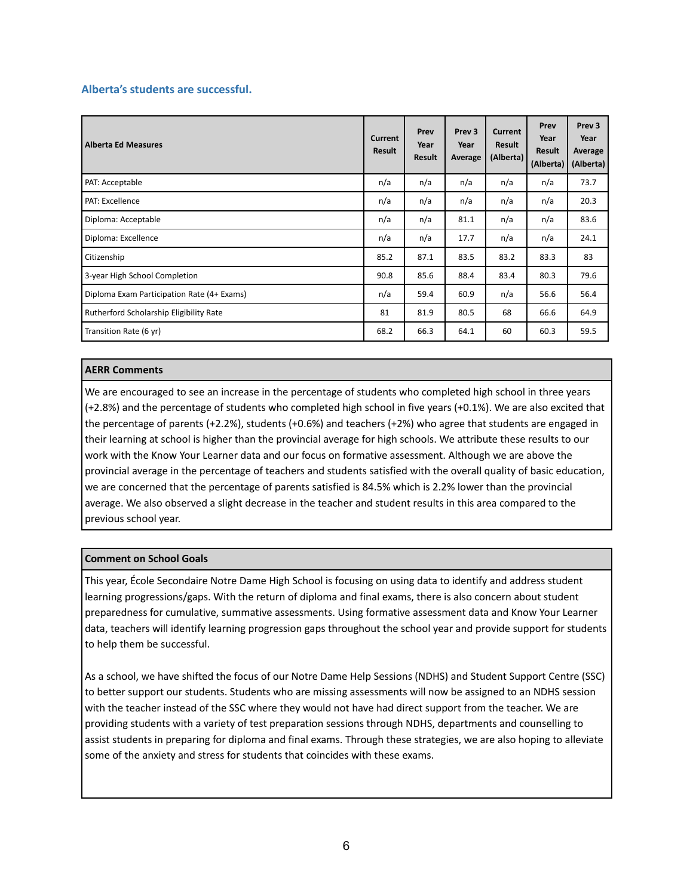### Alberta's students are successful.

| Alberta Ed Measures | Current Result | Prev Year Result | Prev 3 Year Average | Current Result (Alberta) | Prev Year Result (Alberta) | Prev 3 Year Average (Alberta) |
|---|---|---|---|---|---|---|
| PAT: Acceptable | n/a | n/a | n/a | n/a | n/a | 73.7 |
| PAT: Excellence | n/a | n/a | n/a | n/a | n/a | 20.3 |
| Diploma: Acceptable | n/a | n/a | 81.1 | n/a | n/a | 83.6 |
| Diploma: Excellence | n/a | n/a | 17.7 | n/a | n/a | 24.1 |
| Citizenship | 85.2 | 87.1 | 83.5 | 83.2 | 83.3 | 83 |
| 3-year High School Completion | 90.8 | 85.6 | 88.4 | 83.4 | 80.3 | 79.6 |
| Diploma Exam Participation Rate (4+ Exams) | n/a | 59.4 | 60.9 | n/a | 56.6 | 56.4 |
| Rutherford Scholarship Eligibility Rate | 81 | 81.9 | 80.5 | 68 | 66.6 | 64.9 |
| Transition Rate (6 yr) | 68.2 | 66.3 | 64.1 | 60 | 60.3 | 59.5 |

**AERR Comments**

We are encouraged to see an increase in the percentage of students who completed high school in three years (+2.8%) and the percentage of students who completed high school in five years (+0.1%). We are also excited that the percentage of parents (+2.2%), students (+0.6%) and teachers (+2%) who agree that students are engaged in their learning at school is higher than the provincial average for high schools. We attribute these results to our work with the Know Your Learner data and our focus on formative assessment. Although we are above the provincial average in the percentage of teachers and students satisfied with the overall quality of basic education, we are concerned that the percentage of parents satisfied is 84.5% which is 2.2% lower than the provincial average. We also observed a slight decrease in the teacher and student results in this area compared to the previous school year.

**Comment on School Goals**

This year, École Secondaire Notre Dame High School is focusing on using data to identify and address student learning progressions/gaps. With the return of diploma and final exams, there is also concern about student preparedness for cumulative, summative assessments. Using formative assessment data and Know Your Learner data, teachers will identify learning progression gaps throughout the school year and provide support for students to help them be successful.

As a school, we have shifted the focus of our Notre Dame Help Sessions (NDHS) and Student Support Centre (SSC) to better support our students. Students who are missing assessments will now be assigned to an NDHS session with the teacher instead of the SSC where they would not have had direct support from the teacher. We are providing students with a variety of test preparation sessions through NDHS, departments and counselling to assist students in preparing for diploma and final exams. Through these strategies, we are also hoping to alleviate some of the anxiety and stress for students that coincides with these exams.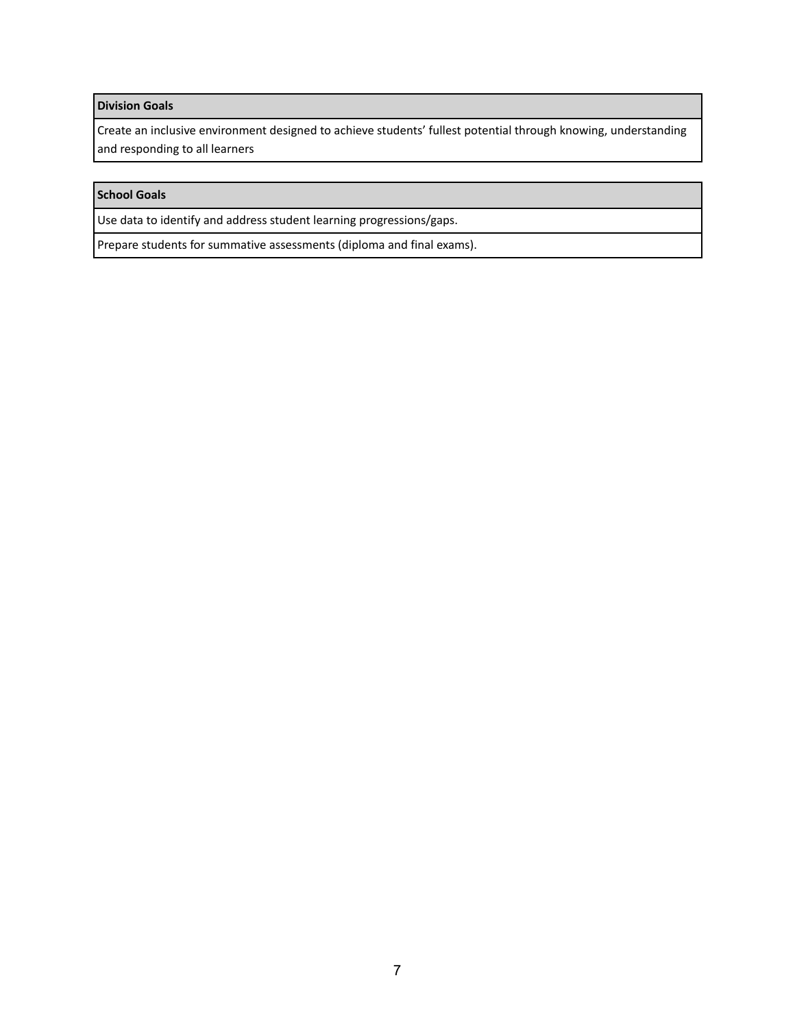| Division Goals |
| --- |
| Create an inclusive environment designed to achieve students' fullest potential through knowing, understanding and responding to all learners |

| School Goals |
| --- |
| Use data to identify and address student learning progressions/gaps. |
| Prepare students for summative assessments (diploma and final exams). |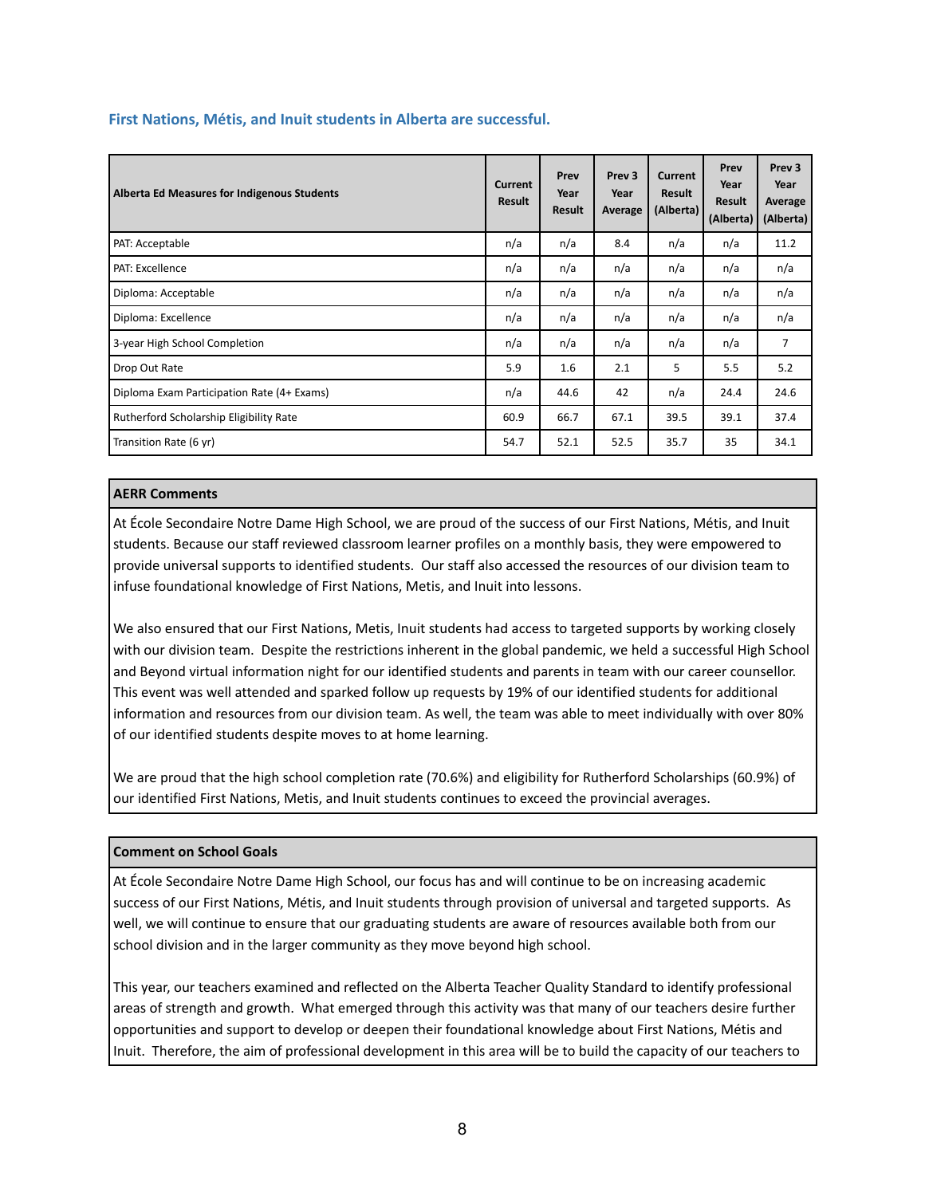### First Nations, Métis, and Inuit students in Alberta are successful.

| Alberta Ed Measures for Indigenous Students | Current Result | Prev Year Result | Prev 3 Year Average | Current Result (Alberta) | Prev Year Result (Alberta) | Prev 3 Year Average (Alberta) |
|---|---|---|---|---|---|---|
| PAT: Acceptable | n/a | n/a | 8.4 | n/a | n/a | 11.2 |
| PAT: Excellence | n/a | n/a | n/a | n/a | n/a | n/a |
| Diploma: Acceptable | n/a | n/a | n/a | n/a | n/a | n/a |
| Diploma: Excellence | n/a | n/a | n/a | n/a | n/a | n/a |
| 3-year High School Completion | n/a | n/a | n/a | n/a | n/a | 7 |
| Drop Out Rate | 5.9 | 1.6 | 2.1 | 5 | 5.5 | 5.2 |
| Diploma Exam Participation Rate (4+ Exams) | n/a | 44.6 | 42 | n/a | 24.4 | 24.6 |
| Rutherford Scholarship Eligibility Rate | 60.9 | 66.7 | 67.1 | 39.5 | 39.1 | 37.4 |
| Transition Rate (6 yr) | 54.7 | 52.1 | 52.5 | 35.7 | 35 | 34.1 |

**AERR Comments**

At École Secondaire Notre Dame High School, we are proud of the success of our First Nations, Métis, and Inuit students. Because our staff reviewed classroom learner profiles on a monthly basis, they were empowered to provide universal supports to identified students. Our staff also accessed the resources of our division team to infuse foundational knowledge of First Nations, Metis, and Inuit into lessons.

We also ensured that our First Nations, Metis, Inuit students had access to targeted supports by working closely with our division team. Despite the restrictions inherent in the global pandemic, we held a successful High School and Beyond virtual information night for our identified students and parents in team with our career counsellor. This event was well attended and sparked follow up requests by 19% of our identified students for additional information and resources from our division team. As well, the team was able to meet individually with over 80% of our identified students despite moves to at home learning.

We are proud that the high school completion rate (70.6%) and eligibility for Rutherford Scholarships (60.9%) of our identified First Nations, Metis, and Inuit students continues to exceed the provincial averages.

**Comment on School Goals**

At École Secondaire Notre Dame High School, our focus has and will continue to be on increasing academic success of our First Nations, Métis, and Inuit students through provision of universal and targeted supports. As well, we will continue to ensure that our graduating students are aware of resources available both from our school division and in the larger community as they move beyond high school.

This year, our teachers examined and reflected on the Alberta Teacher Quality Standard to identify professional areas of strength and growth. What emerged through this activity was that many of our teachers desire further opportunities and support to develop or deepen their foundational knowledge about First Nations, Métis and Inuit. Therefore, the aim of professional development in this area will be to build the capacity of our teachers to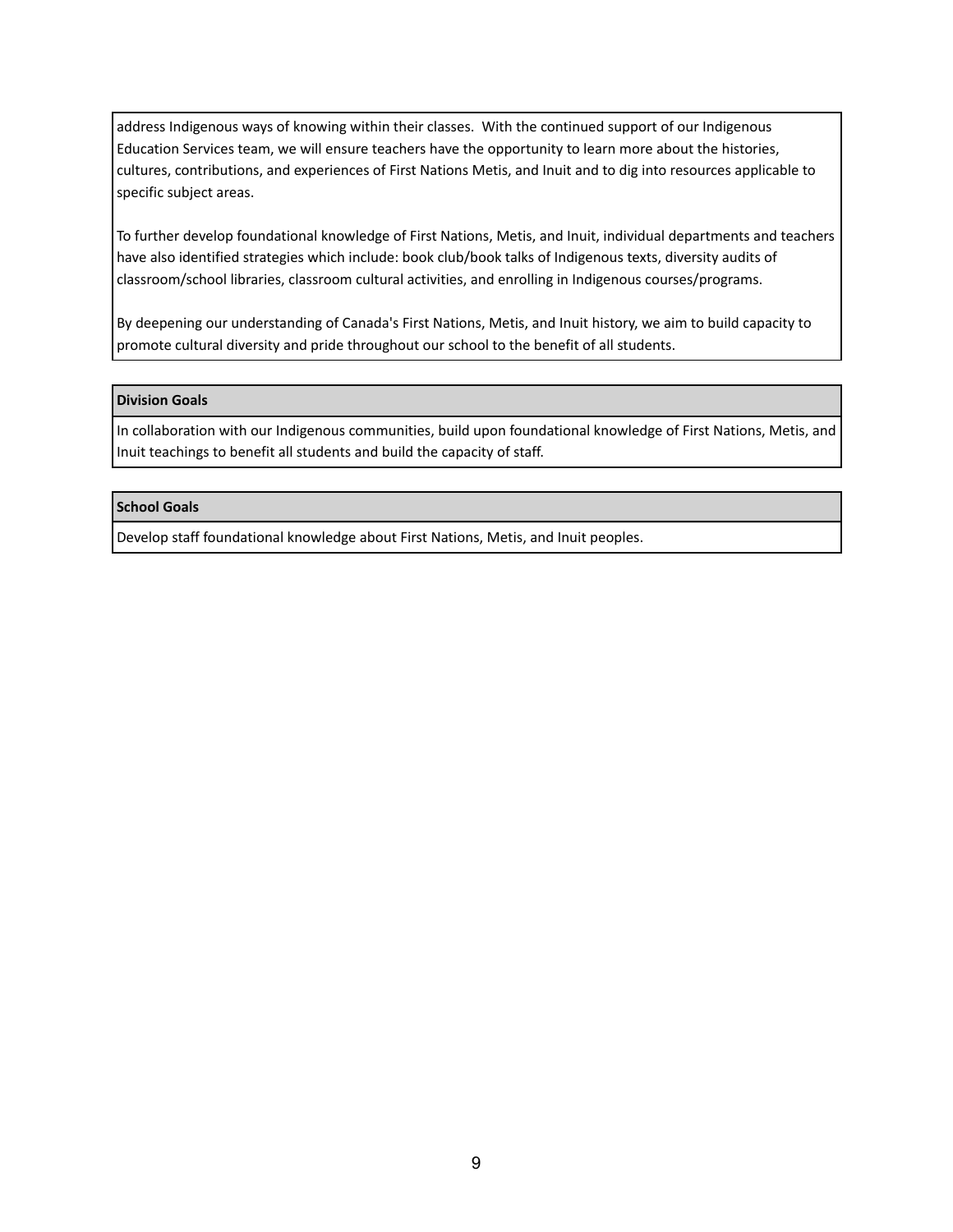address Indigenous ways of knowing within their classes. With the continued support of our Indigenous Education Services team, we will ensure teachers have the opportunity to learn more about the histories, cultures, contributions, and experiences of First Nations Metis, and Inuit and to dig into resources applicable to specific subject areas.

To further develop foundational knowledge of First Nations, Metis, and Inuit, individual departments and teachers have also identified strategies which include: book club/book talks of Indigenous texts, diversity audits of classroom/school libraries, classroom cultural activities, and enrolling in Indigenous courses/programs.

By deepening our understanding of Canada's First Nations, Metis, and Inuit history, we aim to build capacity to promote cultural diversity and pride throughout our school to the benefit of all students.

| **Division Goals** |
| --- |
| In collaboration with our Indigenous communities, build upon foundational knowledge of First Nations, Metis, and Inuit teachings to benefit all students and build the capacity of staff. |

| **School Goals** |
| --- |
| Develop staff foundational knowledge about First Nations, Metis, and Inuit peoples. |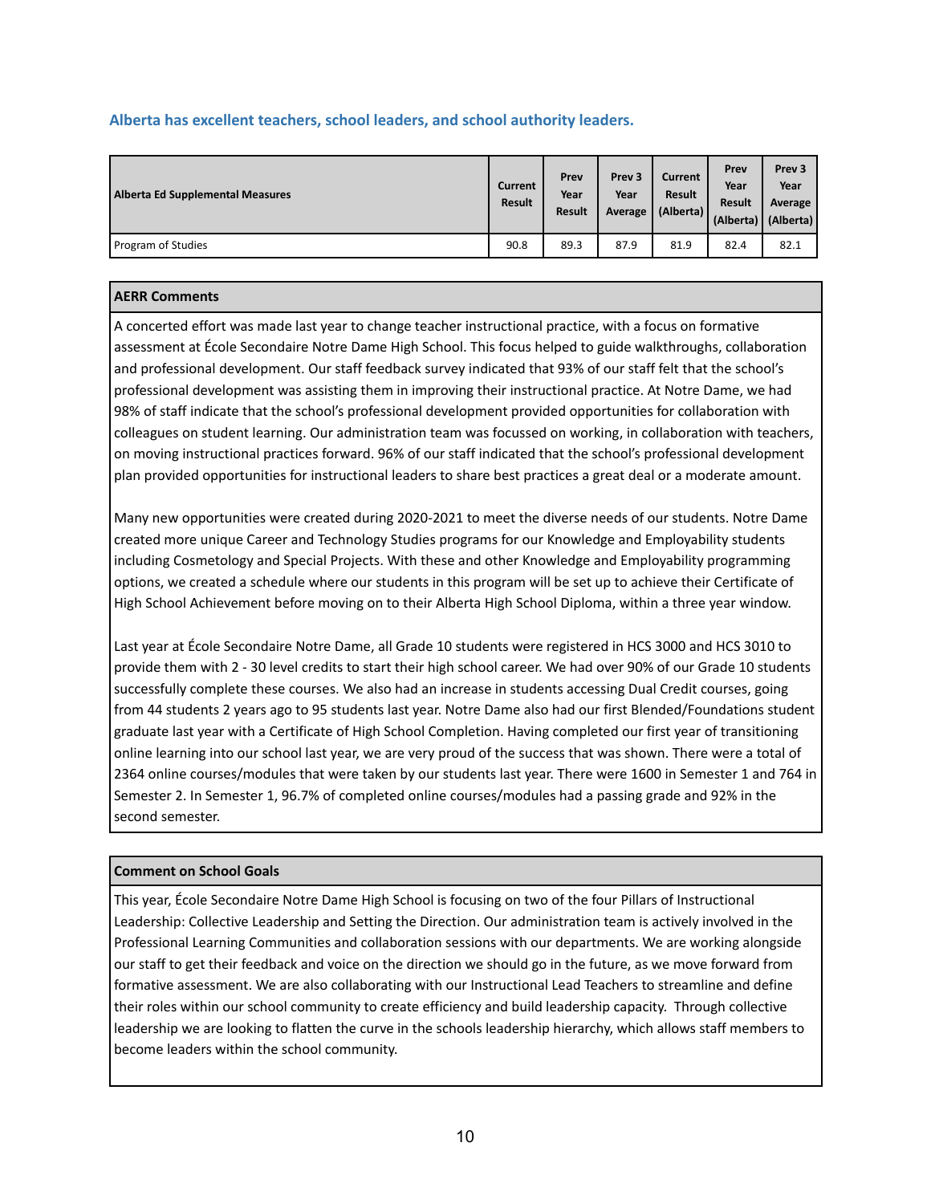### Alberta has excellent teachers, school leaders, and school authority leaders.

| Alberta Ed Supplemental Measures | Current Result | Prev Year Result | Prev 3 Year Average | Current Result (Alberta) | Prev Year Result (Alberta) | Prev 3 Year Average (Alberta) |
|---|---|---|---|---|---|---|
| Program of Studies | 90.8 | 89.3 | 87.9 | 81.9 | 82.4 | 82.1 |

**AERR Comments**

A concerted effort was made last year to change teacher instructional practice, with a focus on formative assessment at École Secondaire Notre Dame High School. This focus helped to guide walkthroughs, collaboration and professional development. Our staff feedback survey indicated that 93% of our staff felt that the school's professional development was assisting them in improving their instructional practice. At Notre Dame, we had 98% of staff indicate that the school's professional development provided opportunities for collaboration with colleagues on student learning. Our administration team was focussed on working, in collaboration with teachers, on moving instructional practices forward. 96% of our staff indicated that the school's professional development plan provided opportunities for instructional leaders to share best practices a great deal or a moderate amount.

Many new opportunities were created during 2020-2021 to meet the diverse needs of our students. Notre Dame created more unique Career and Technology Studies programs for our Knowledge and Employability students including Cosmetology and Special Projects. With these and other Knowledge and Employability programming options, we created a schedule where our students in this program will be set up to achieve their Certificate of High School Achievement before moving on to their Alberta High School Diploma, within a three year window.

Last year at École Secondaire Notre Dame, all Grade 10 students were registered in HCS 3000 and HCS 3010 to provide them with 2 - 30 level credits to start their high school career. We had over 90% of our Grade 10 students successfully complete these courses. We also had an increase in students accessing Dual Credit courses, going from 44 students 2 years ago to 95 students last year. Notre Dame also had our first Blended/Foundations student graduate last year with a Certificate of High School Completion. Having completed our first year of transitioning online learning into our school last year, we are very proud of the success that was shown. There were a total of 2364 online courses/modules that were taken by our students last year. There were 1600 in Semester 1 and 764 in Semester 2. In Semester 1, 96.7% of completed online courses/modules had a passing grade and 92% in the second semester.

**Comment on School Goals**

This year, École Secondaire Notre Dame High School is focusing on two of the four Pillars of Instructional Leadership: Collective Leadership and Setting the Direction. Our administration team is actively involved in the Professional Learning Communities and collaboration sessions with our departments. We are working alongside our staff to get their feedback and voice on the direction we should go in the future, as we move forward from formative assessment. We are also collaborating with our Instructional Lead Teachers to streamline and define their roles within our school community to create efficiency and build leadership capacity. Through collective leadership we are looking to flatten the curve in the schools leadership hierarchy, which allows staff members to become leaders within the school community.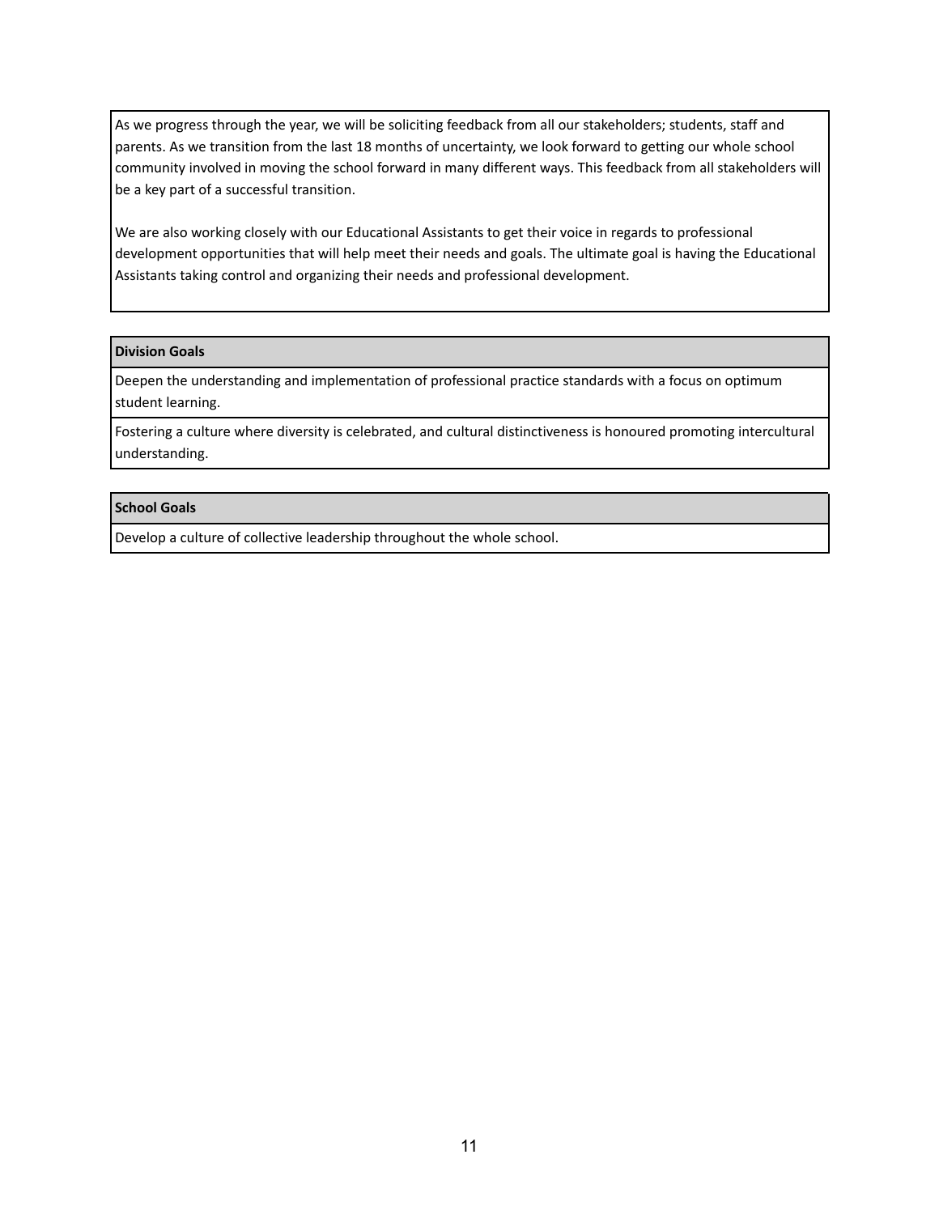As we progress through the year, we will be soliciting feedback from all our stakeholders; students, staff and parents. As we transition from the last 18 months of uncertainty, we look forward to getting our whole school community involved in moving the school forward in many different ways. This feedback from all stakeholders will be a key part of a successful transition.

We are also working closely with our Educational Assistants to get their voice in regards to professional development opportunities that will help meet their needs and goals. The ultimate goal is having the Educational Assistants taking control and organizing their needs and professional development.

| **Division Goals** |
| --- |
| Deepen the understanding and implementation of professional practice standards with a focus on optimum student learning. |
| Fostering a culture where diversity is celebrated, and cultural distinctiveness is honoured promoting intercultural understanding. |

| **School Goals** |
| --- |
| Develop a culture of collective leadership throughout the whole school. |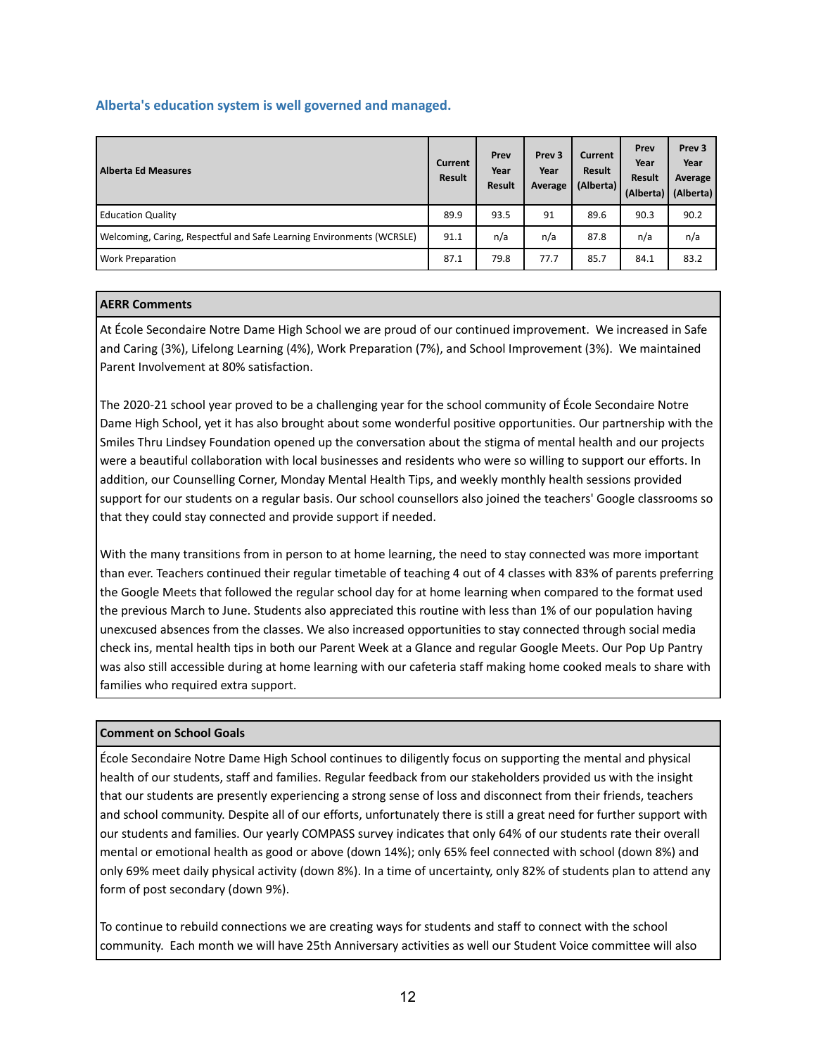### Alberta's education system is well governed and managed.

| Alberta Ed Measures | Current Result | Prev Year Result | Prev 3 Year Average | Current Result (Alberta) | Prev Year Result (Alberta) | Prev 3 Year Average (Alberta) |
|---|---|---|---|---|---|---|
| Education Quality | 89.9 | 93.5 | 91 | 89.6 | 90.3 | 90.2 |
| Welcoming, Caring, Respectful and Safe Learning Environments (WCRSLE) | 91.1 | n/a | n/a | 87.8 | n/a | n/a |
| Work Preparation | 87.1 | 79.8 | 77.7 | 85.7 | 84.1 | 83.2 |

**AERR Comments**

At École Secondaire Notre Dame High School we are proud of our continued improvement. We increased in Safe and Caring (3%), Lifelong Learning (4%), Work Preparation (7%), and School Improvement (3%). We maintained Parent Involvement at 80% satisfaction.

The 2020-21 school year proved to be a challenging year for the school community of École Secondaire Notre Dame High School, yet it has also brought about some wonderful positive opportunities. Our partnership with the Smiles Thru Lindsey Foundation opened up the conversation about the stigma of mental health and our projects were a beautiful collaboration with local businesses and residents who were so willing to support our efforts. In addition, our Counselling Corner, Monday Mental Health Tips, and weekly monthly health sessions provided support for our students on a regular basis. Our school counsellors also joined the teachers' Google classrooms so that they could stay connected and provide support if needed.

With the many transitions from in person to at home learning, the need to stay connected was more important than ever. Teachers continued their regular timetable of teaching 4 out of 4 classes with 83% of parents preferring the Google Meets that followed the regular school day for at home learning when compared to the format used the previous March to June. Students also appreciated this routine with less than 1% of our population having unexcused absences from the classes. We also increased opportunities to stay connected through social media check ins, mental health tips in both our Parent Week at a Glance and regular Google Meets. Our Pop Up Pantry was also still accessible during at home learning with our cafeteria staff making home cooked meals to share with families who required extra support.

**Comment on School Goals**

École Secondaire Notre Dame High School continues to diligently focus on supporting the mental and physical health of our students, staff and families. Regular feedback from our stakeholders provided us with the insight that our students are presently experiencing a strong sense of loss and disconnect from their friends, teachers and school community. Despite all of our efforts, unfortunately there is still a great need for further support with our students and families. Our yearly COMPASS survey indicates that only 64% of our students rate their overall mental or emotional health as good or above (down 14%); only 65% feel connected with school (down 8%) and only 69% meet daily physical activity (down 8%). In a time of uncertainty, only 82% of students plan to attend any form of post secondary (down 9%).

To continue to rebuild connections we are creating ways for students and staff to connect with the school community. Each month we will have 25th Anniversary activities as well our Student Voice committee will also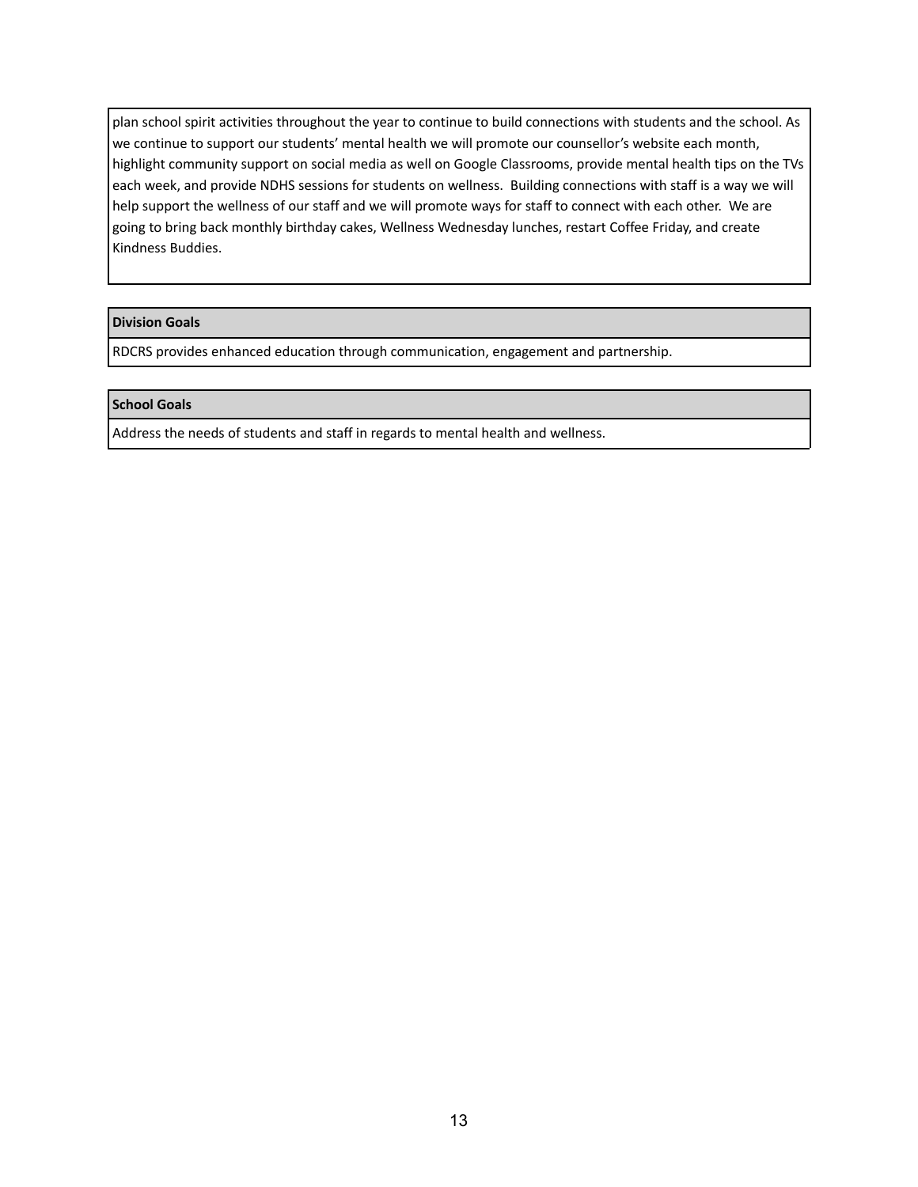plan school spirit activities throughout the year to continue to build connections with students and the school. As we continue to support our students' mental health we will promote our counsellor's website each month, highlight community support on social media as well on Google Classrooms, provide mental health tips on the TVs each week, and provide NDHS sessions for students on wellness. Building connections with staff is a way we will help support the wellness of our staff and we will promote ways for staff to connect with each other. We are going to bring back monthly birthday cakes, Wellness Wednesday lunches, restart Coffee Friday, and create Kindness Buddies.

| **Division Goals** |
|---|
| RDCRS provides enhanced education through communication, engagement and partnership. |

| **School Goals** |
|---|
| Address the needs of students and staff in regards to mental health and wellness. |